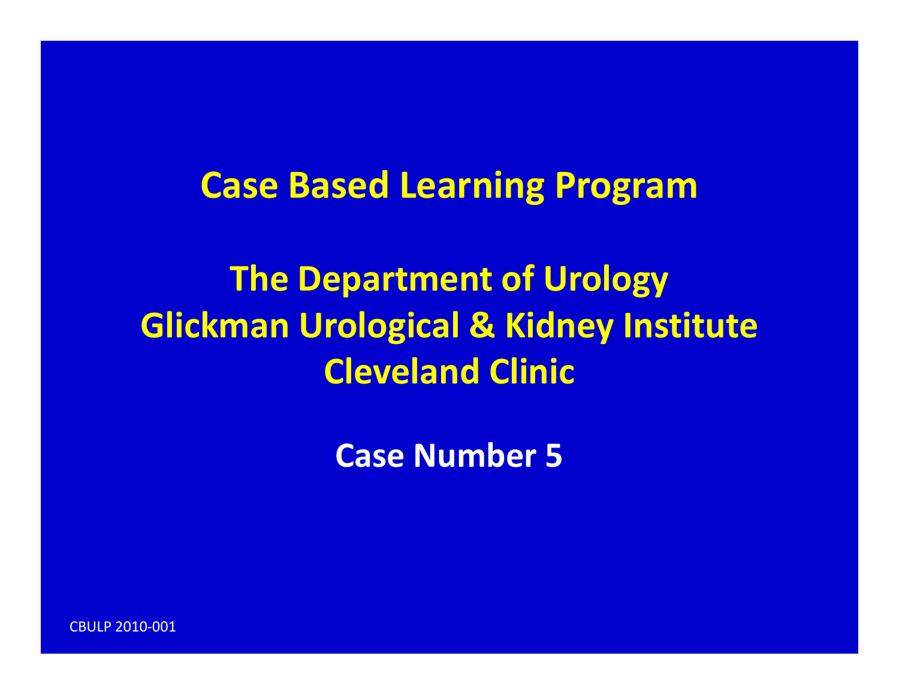# Case Based Learning Program

## The Department of Urology
## Glickman Urological & Kidney Institute
## Cleveland Clinic

**Case Number 5**

CBULP 2010-001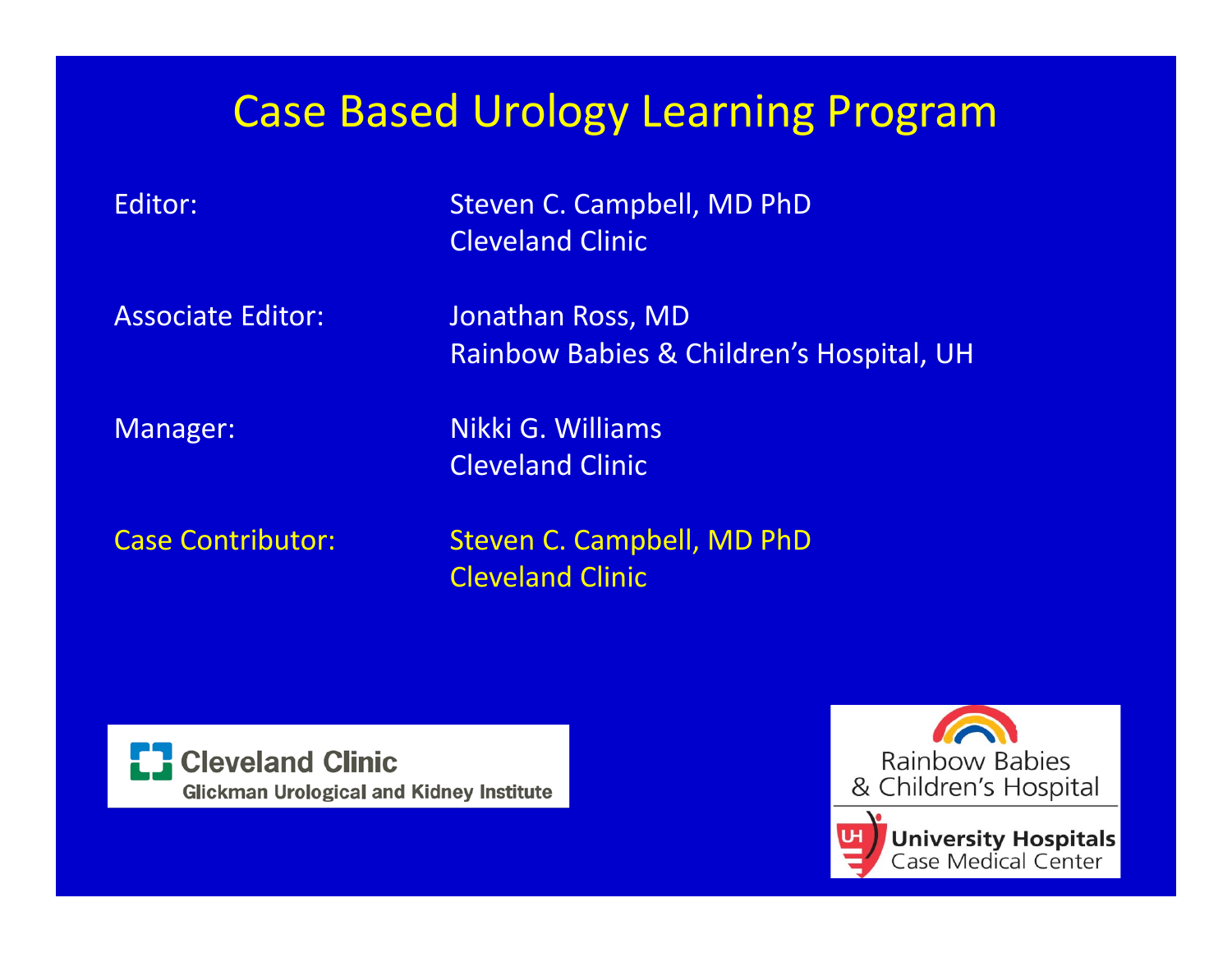# Case Based Urology Learning Program

Editor: Steven C. Campbell, MD PhD
Cleveland Clinic

Associate Editor: Jonathan Ross, MD
Rainbow Babies & Children's Hospital, UH

Manager: Nikki G. Williams
Cleveland Clinic

Case Contributor: Steven C. Campbell, MD PhD
Cleveland Clinic

Cleveland Clinic
Glickman Urological and Kidney Institute

Rainbow Babies & Children's Hospital

University Hospitals
Case Medical Center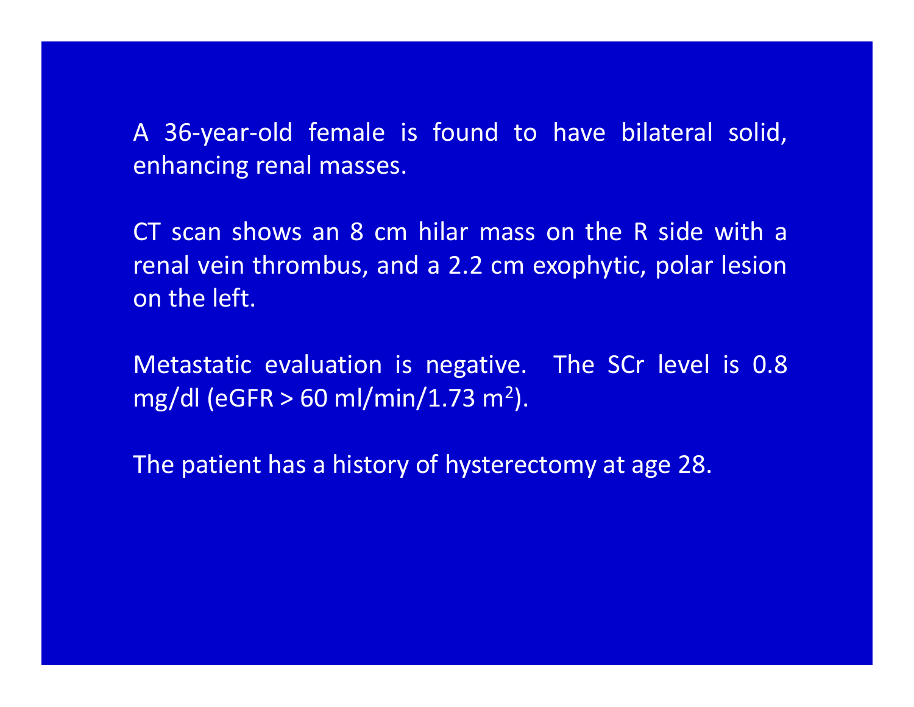A 36-year-old female is found to have bilateral solid, enhancing renal masses.

CT scan shows an 8 cm hilar mass on the R side with a renal vein thrombus, and a 2.2 cm exophytic, polar lesion on the left.

Metastatic evaluation is negative. The SCr level is 0.8 mg/dl (eGFR > 60 ml/min/1.73 $m^2$).

The patient has a history of hysterectomy at age 28.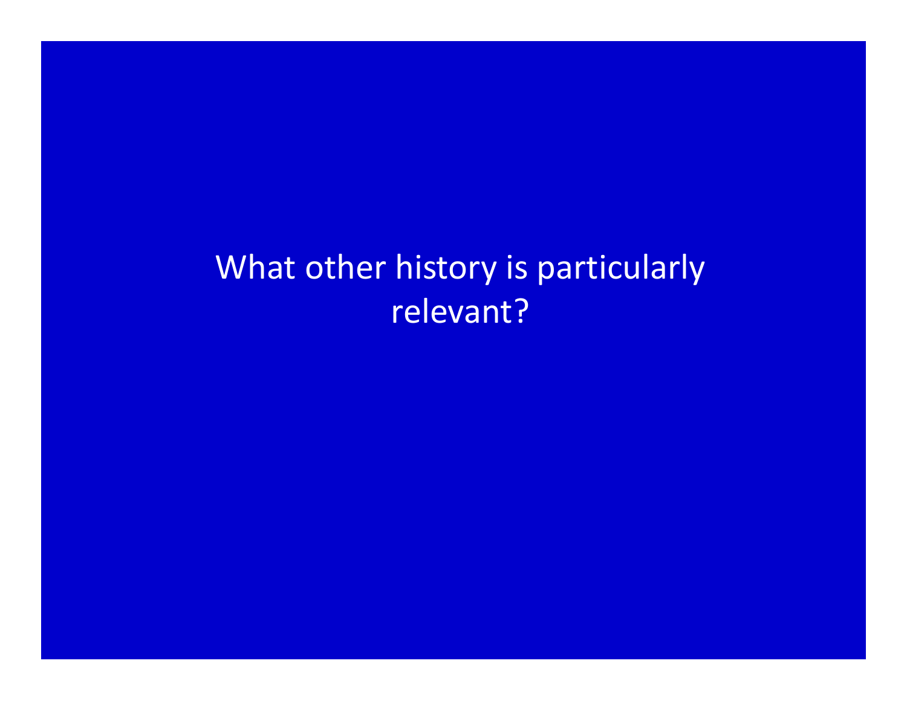What other history is particularly relevant?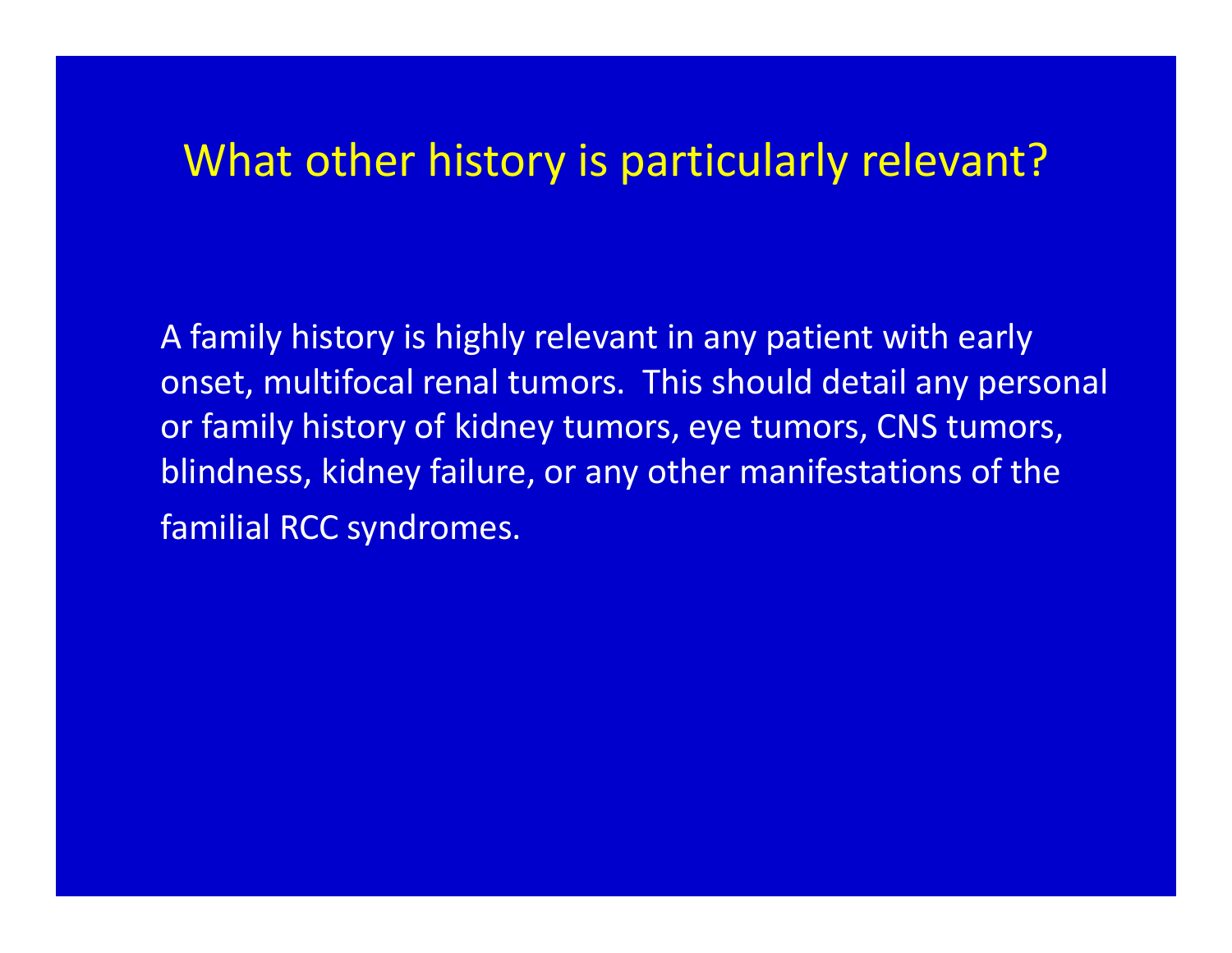# What other history is particularly relevant?

A family history is highly relevant in any patient with early onset, multifocal renal tumors. This should detail any personal or family history of kidney tumors, eye tumors, CNS tumors, blindness, kidney failure, or any other manifestations of the familial RCC syndromes.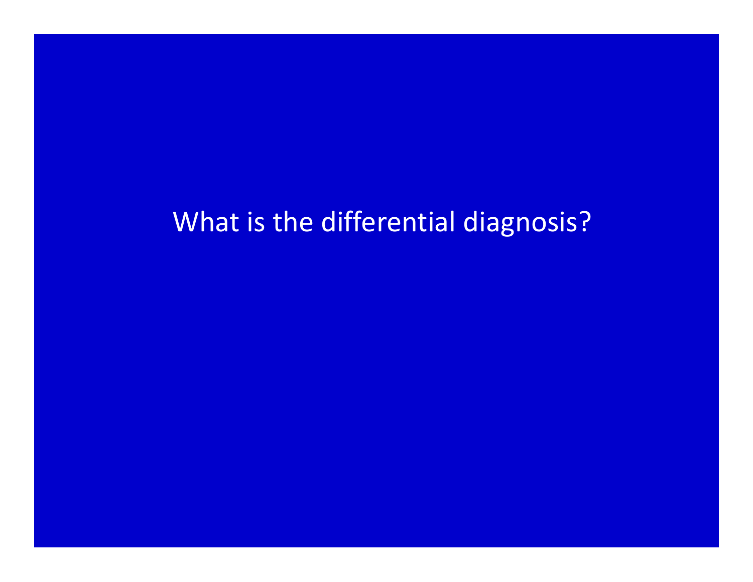What is the differential diagnosis?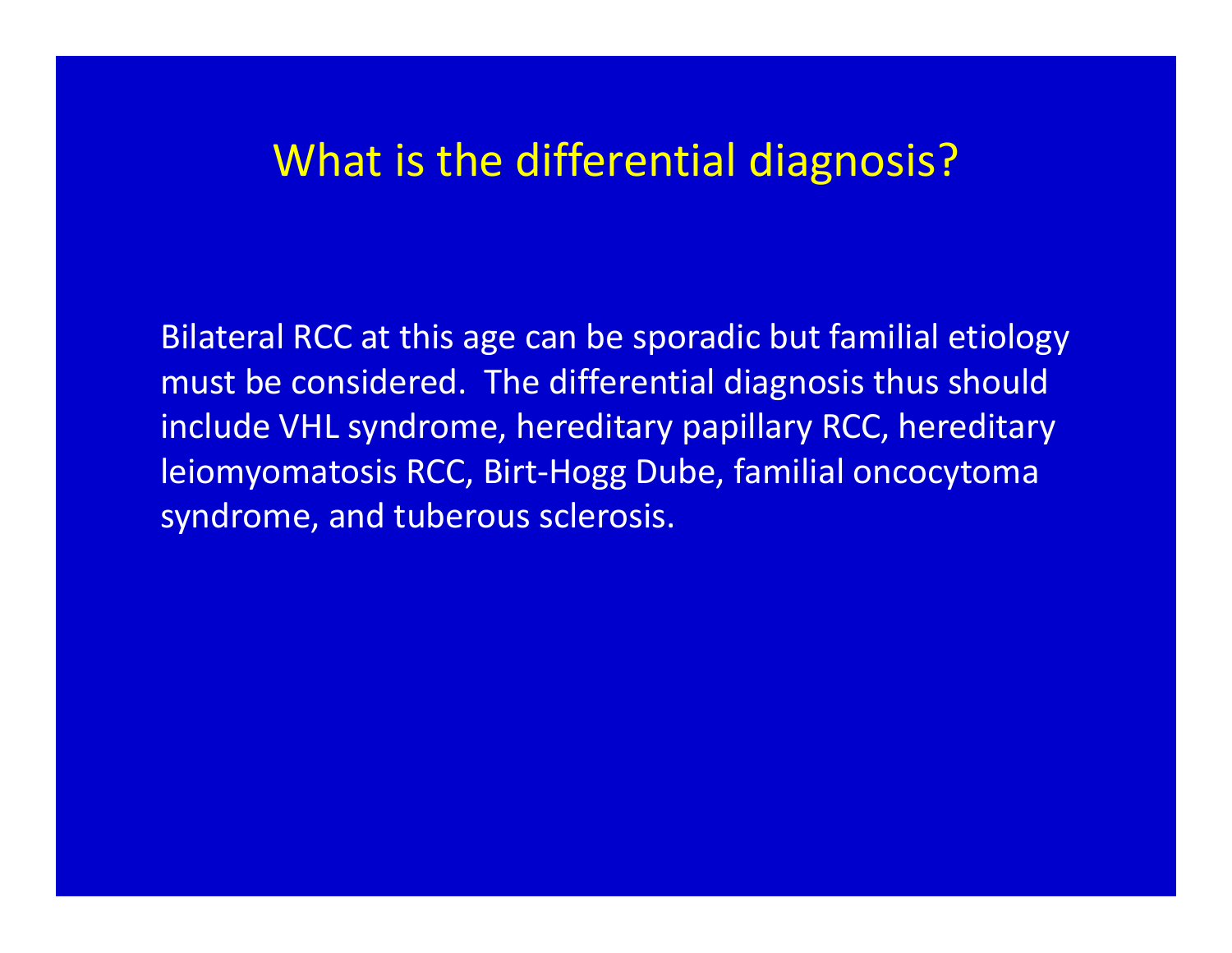# What is the differential diagnosis?

Bilateral RCC at this age can be sporadic but familial etiology must be considered. The differential diagnosis thus should include VHL syndrome, hereditary papillary RCC, hereditary leiomyomatosis RCC, Birt-Hogg Dube, familial oncocytoma syndrome, and tuberous sclerosis.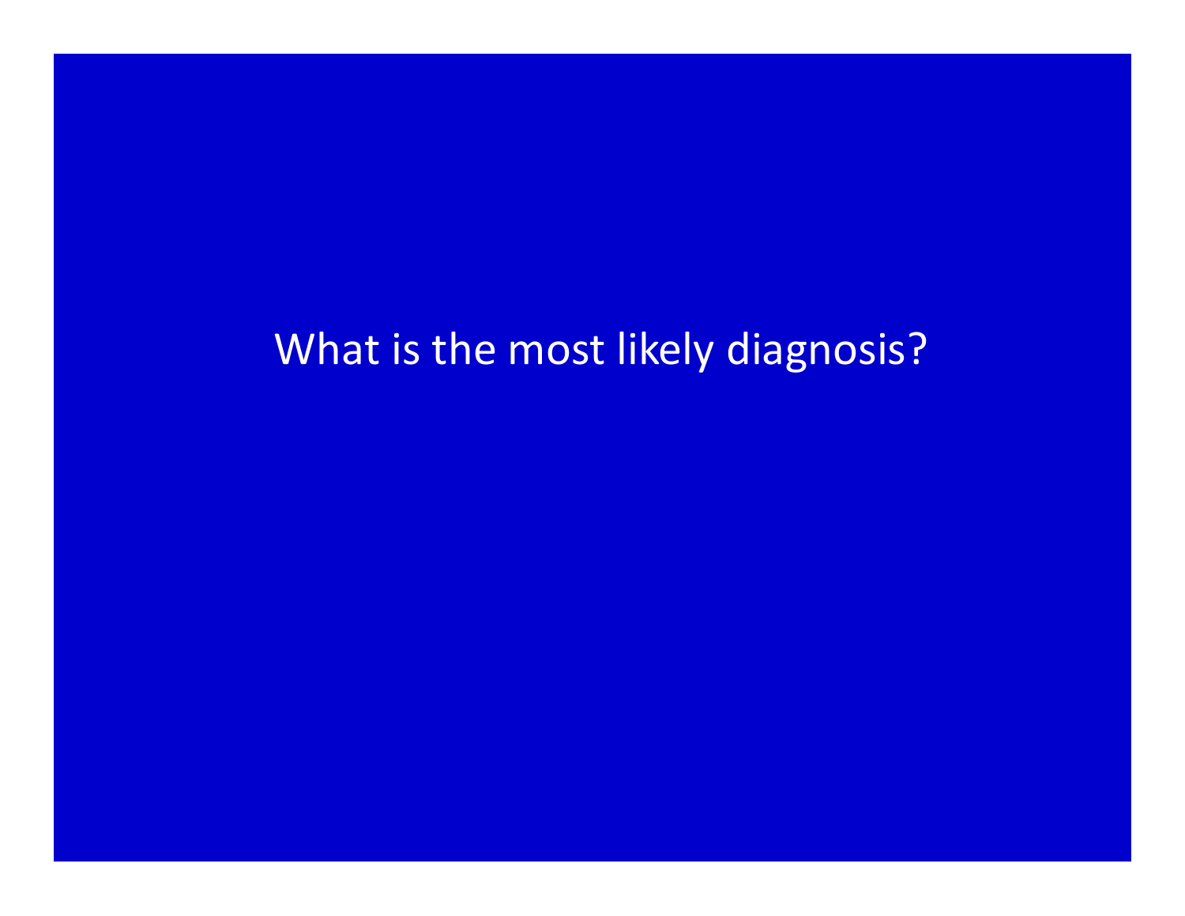What is the most likely diagnosis?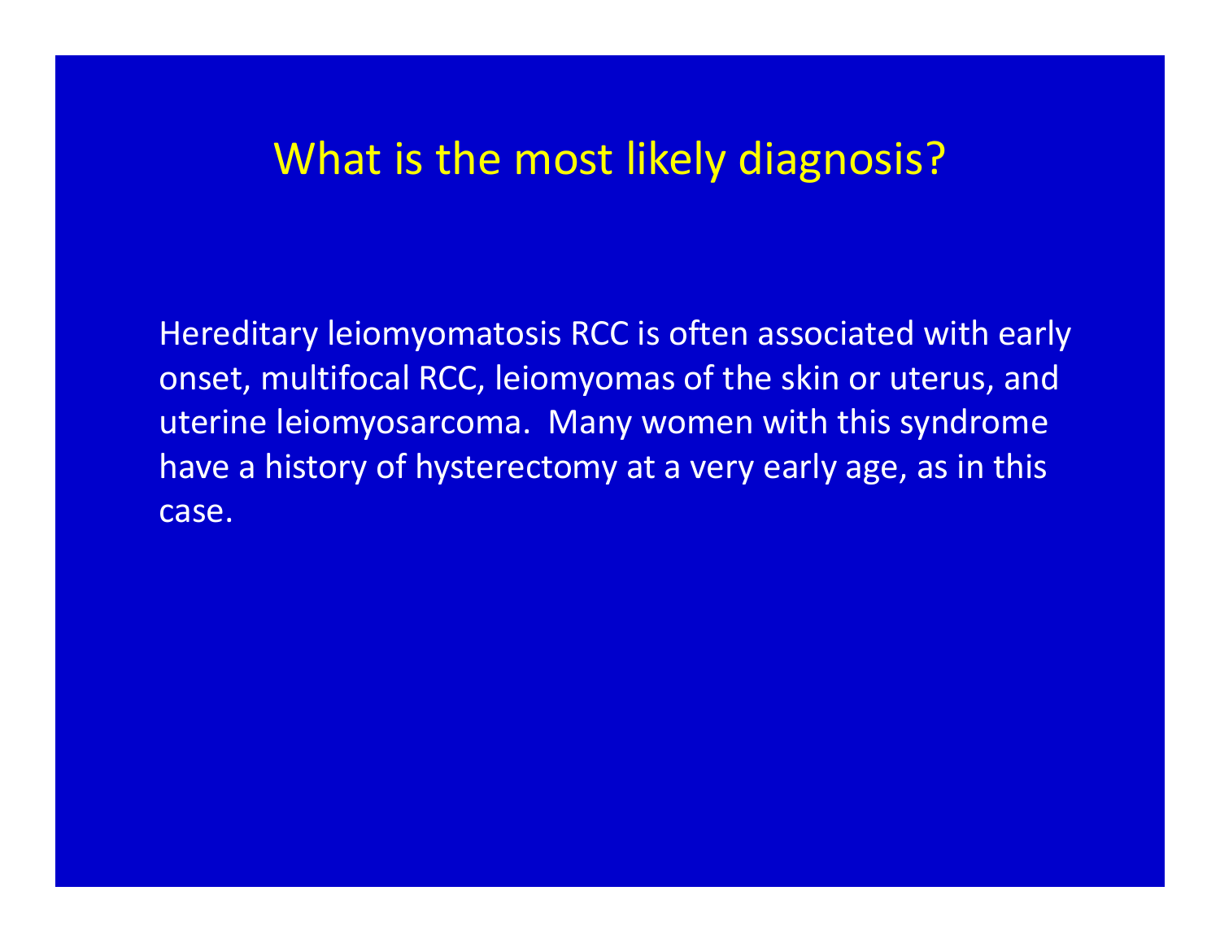# What is the most likely diagnosis?

Hereditary leiomyomatosis RCC is often associated with early onset, multifocal RCC, leiomyomas of the skin or uterus, and uterine leiomyosarcoma. Many women with this syndrome have a history of hysterectomy at a very early age, as in this case.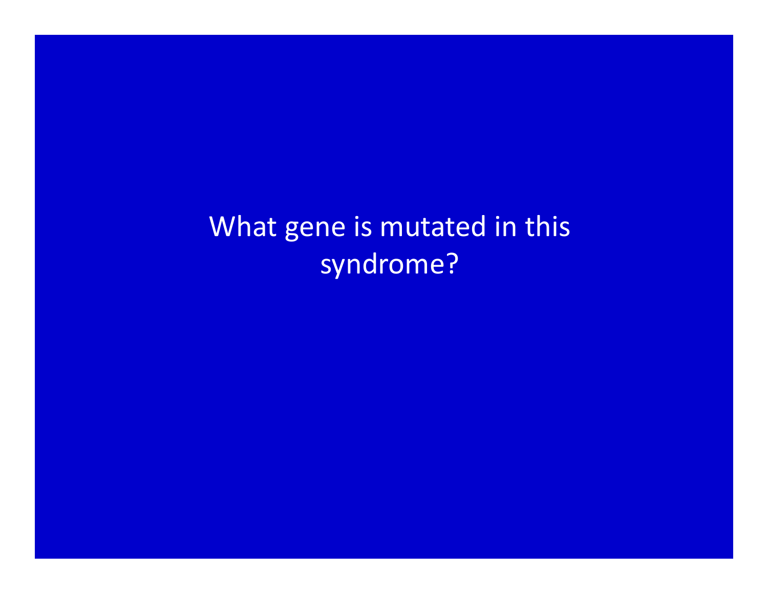What gene is mutated in this syndrome?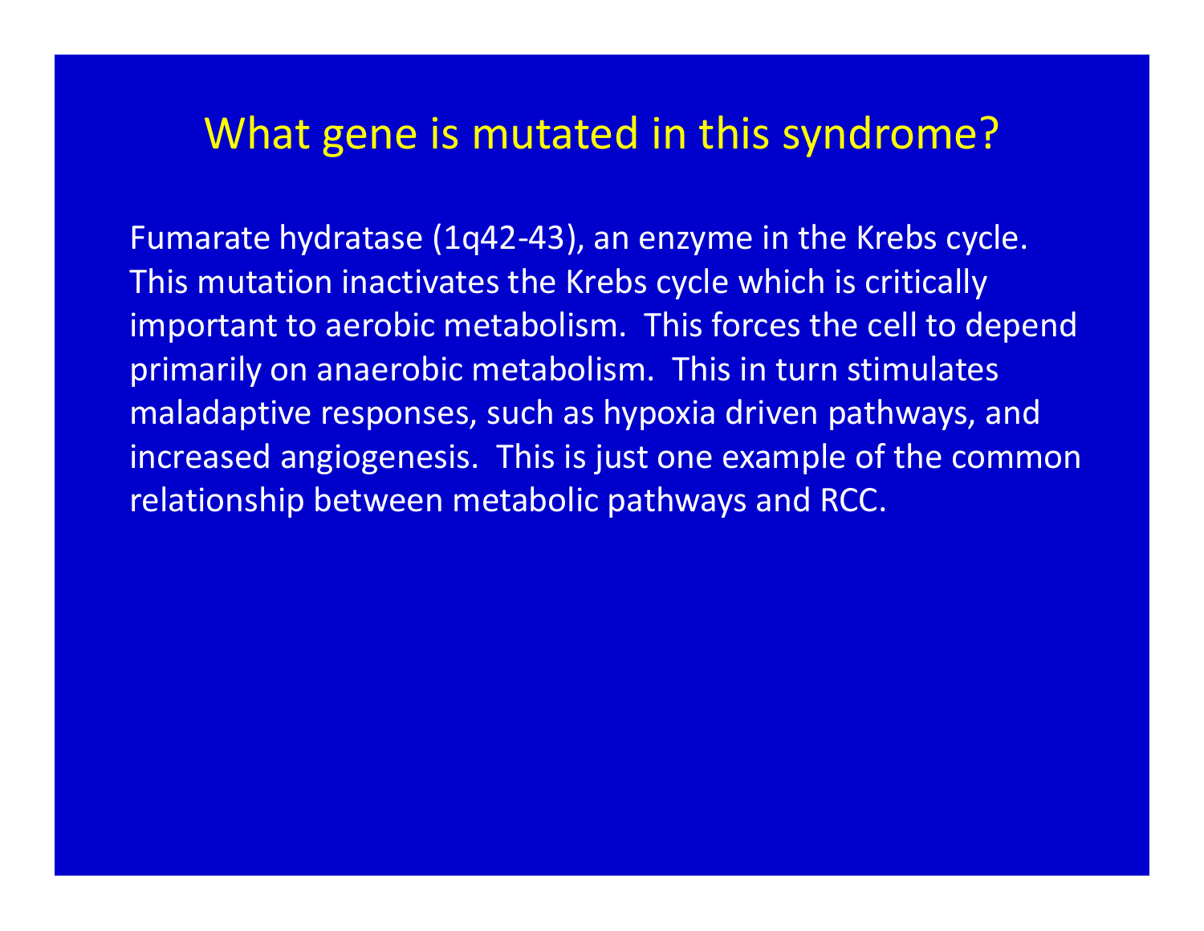# What gene is mutated in this syndrome?

Fumarate hydratase (1q42-43), an enzyme in the Krebs cycle. This mutation inactivates the Krebs cycle which is critically important to aerobic metabolism. This forces the cell to depend primarily on anaerobic metabolism. This in turn stimulates maladaptive responses, such as hypoxia driven pathways, and increased angiogenesis. This is just one example of the common relationship between metabolic pathways and RCC.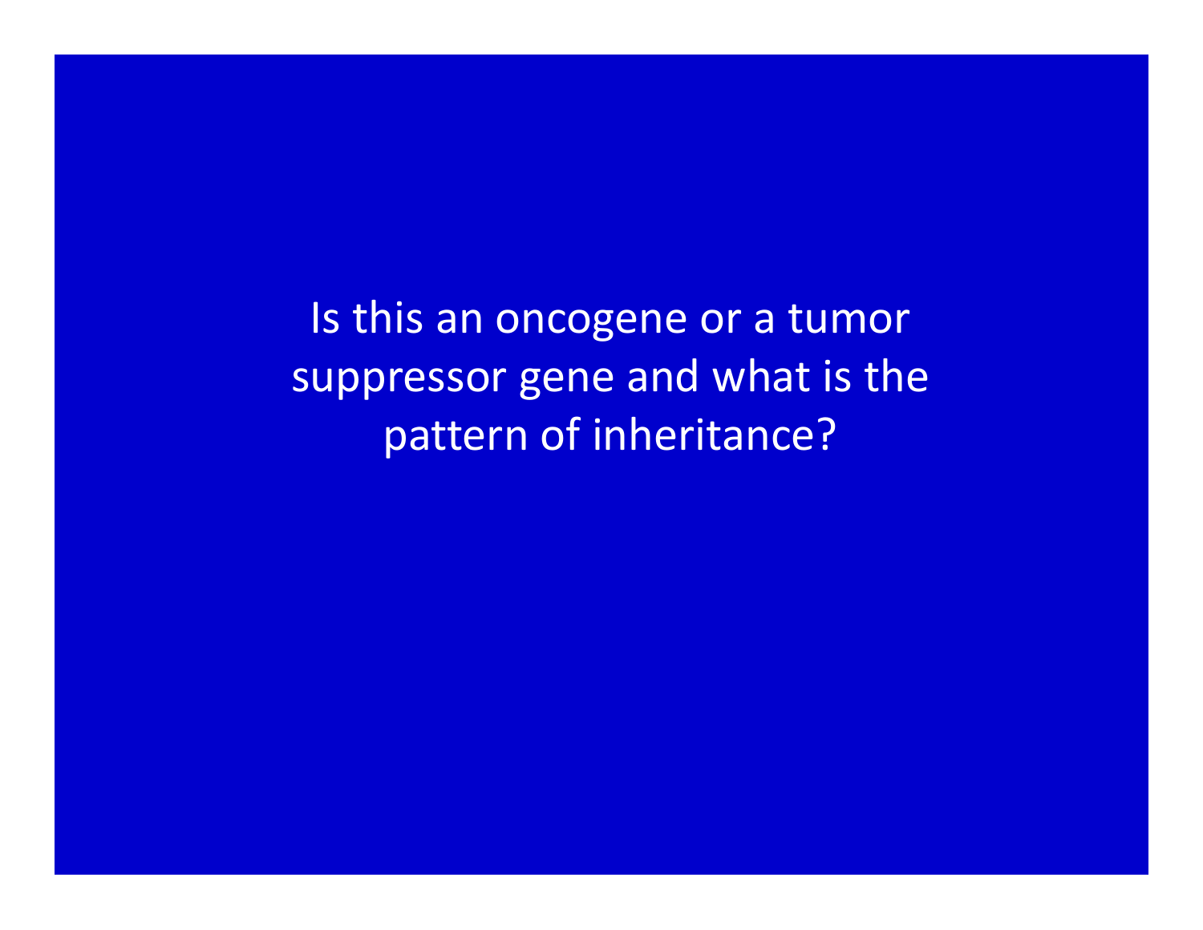Is this an oncogene or a tumor suppressor gene and what is the pattern of inheritance?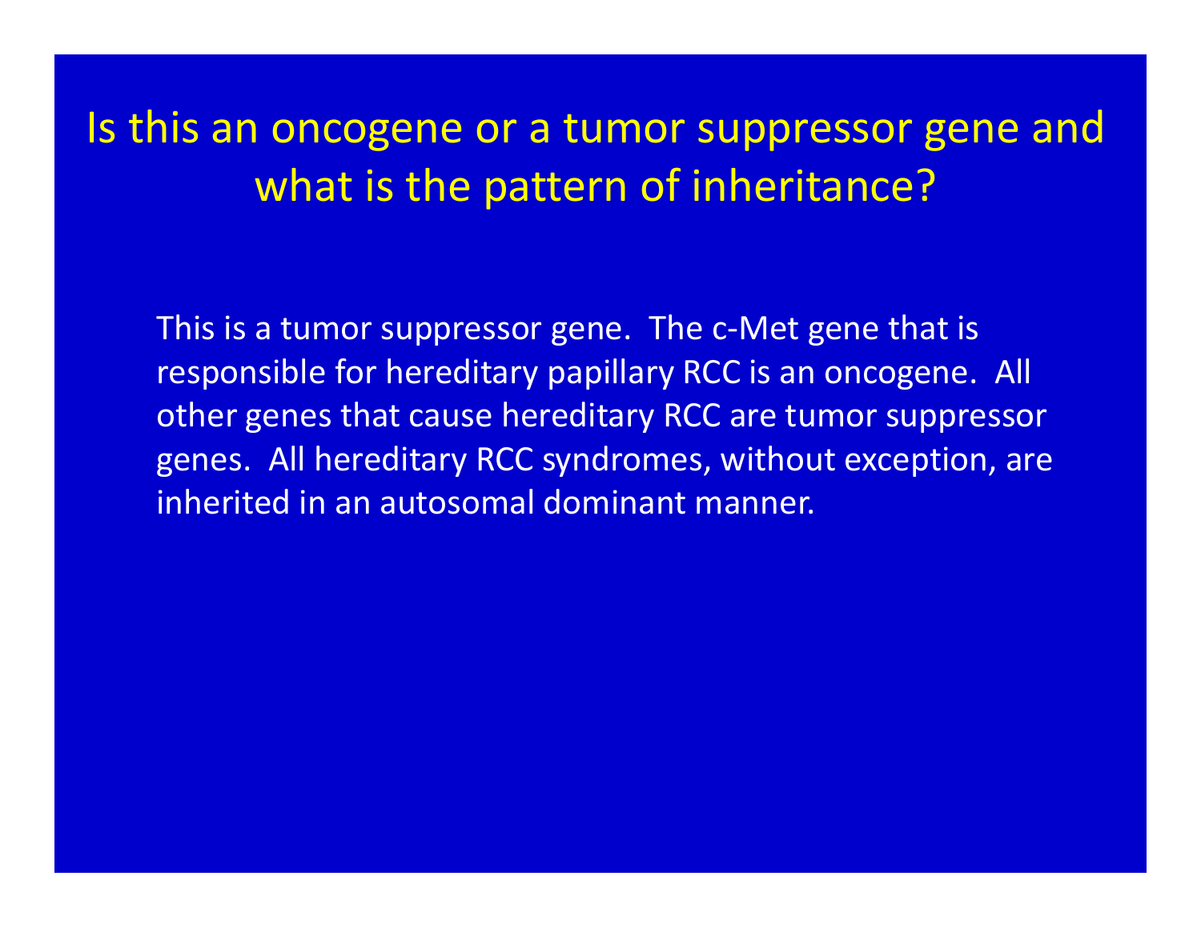# Is this an oncogene or a tumor suppressor gene and what is the pattern of inheritance?

This is a tumor suppressor gene. The c-Met gene that is responsible for hereditary papillary RCC is an oncogene. All other genes that cause hereditary RCC are tumor suppressor genes. All hereditary RCC syndromes, without exception, are inherited in an autosomal dominant manner.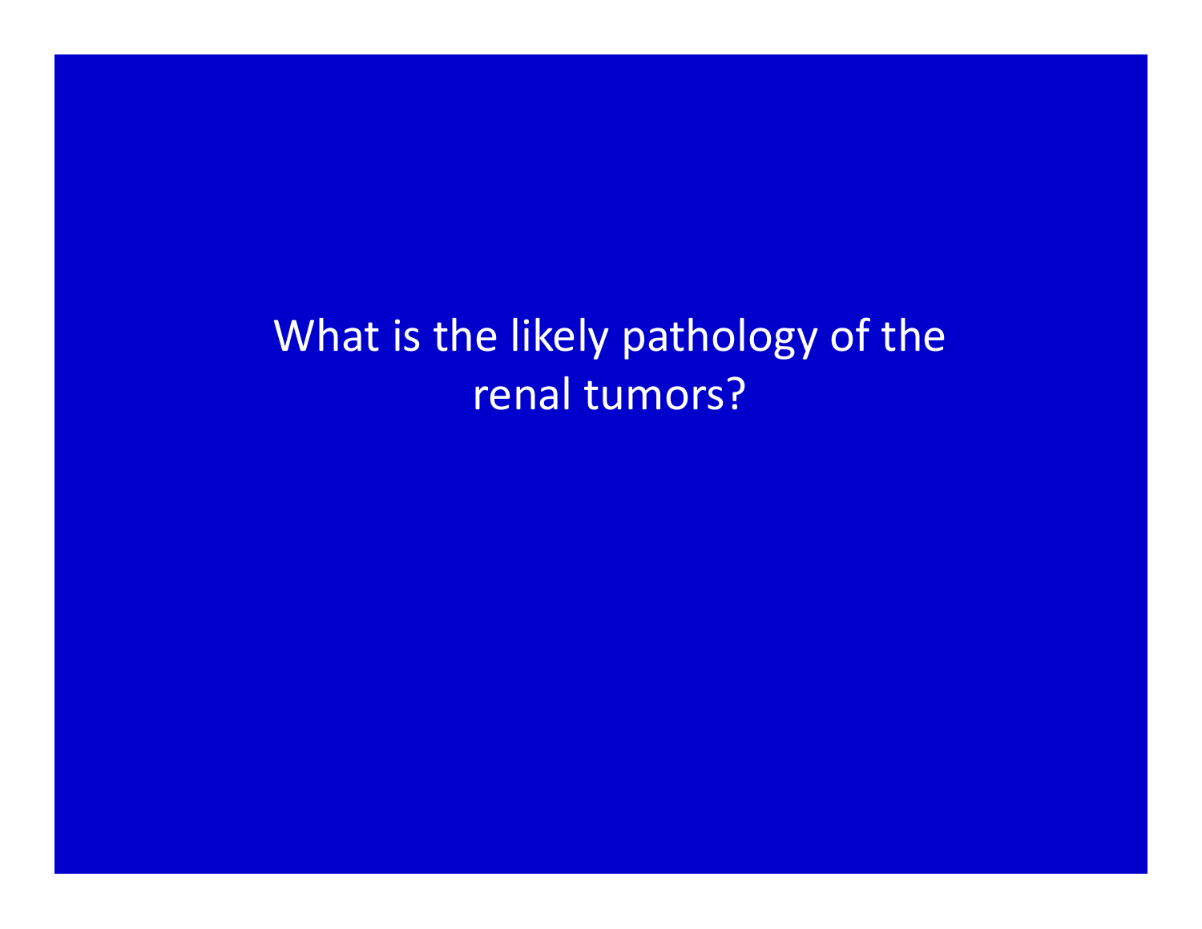What is the likely pathology of the renal tumors?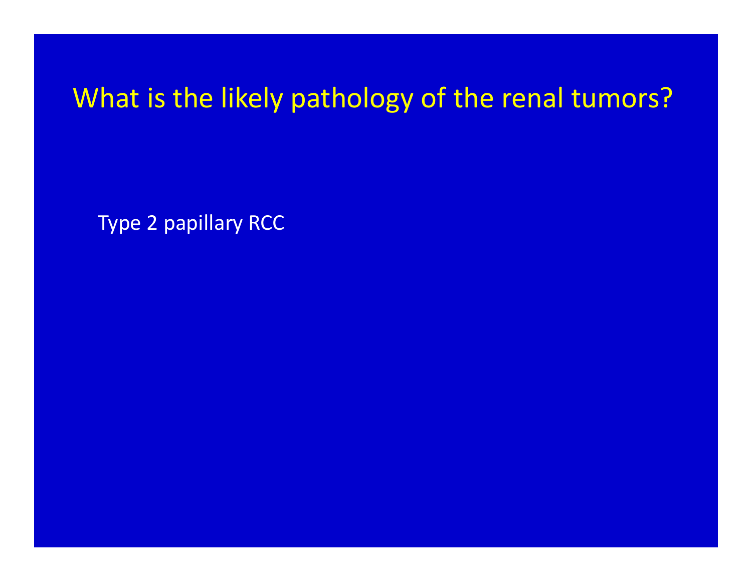# What is the likely pathology of the renal tumors?

Type 2 papillary RCC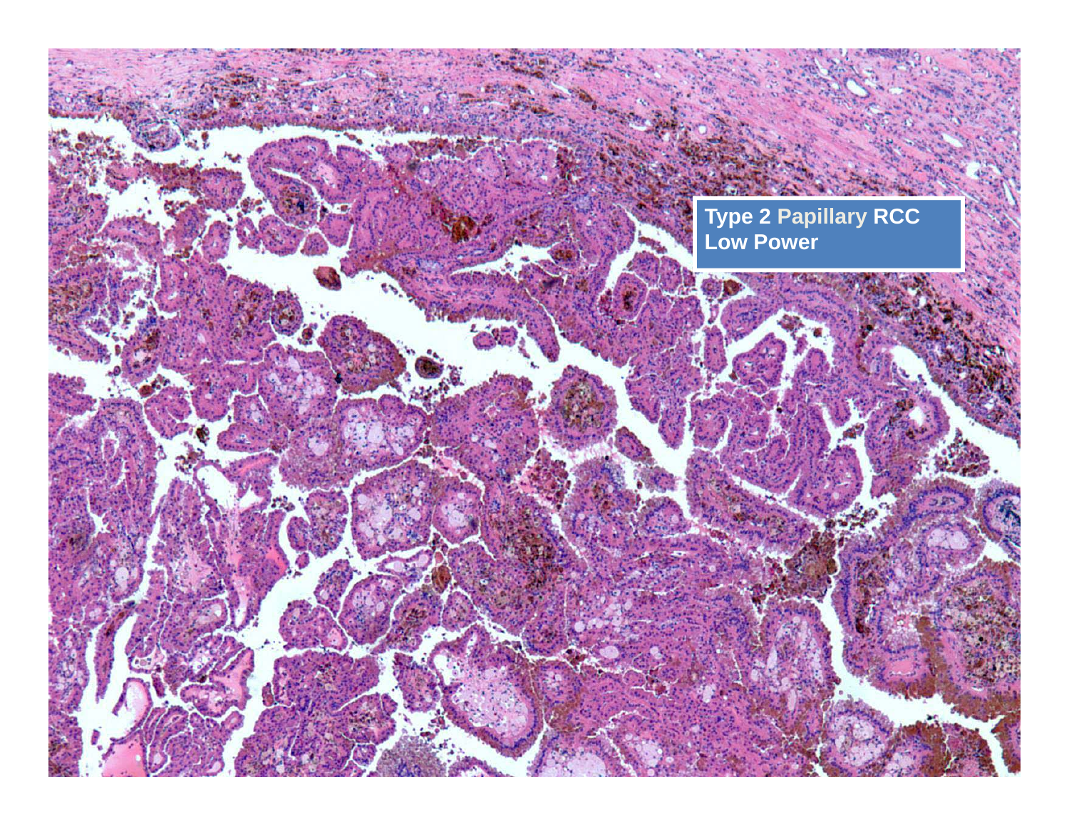Type 2 Papillary RCC
Low Power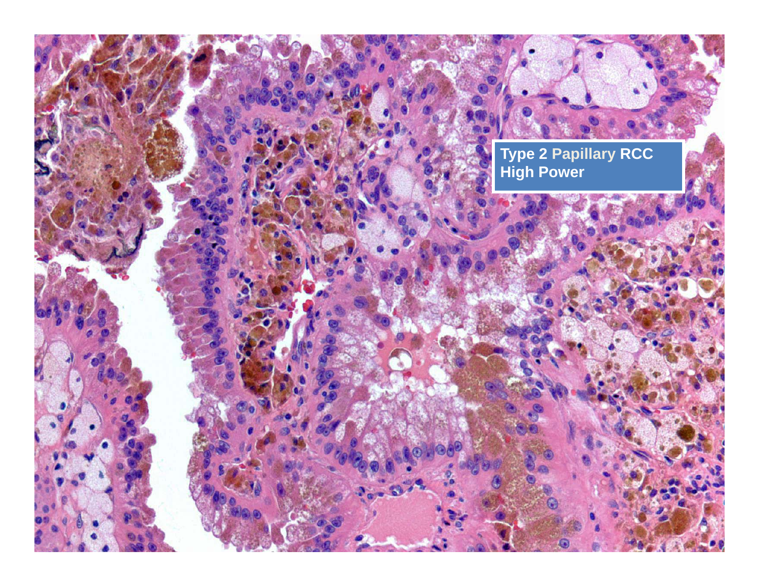Type 2 Papillary RCC
High Power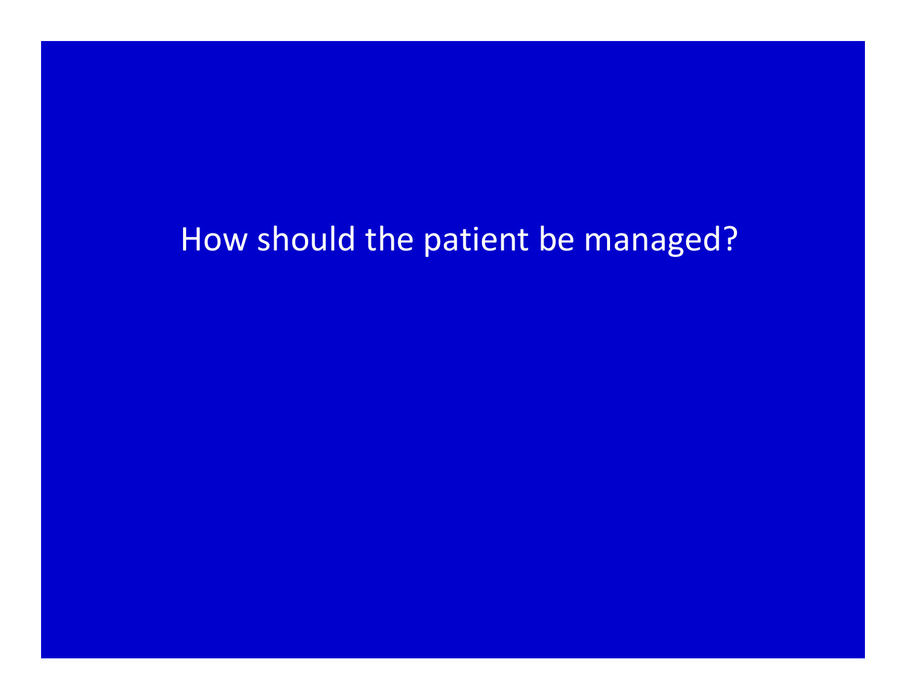How should the patient be managed?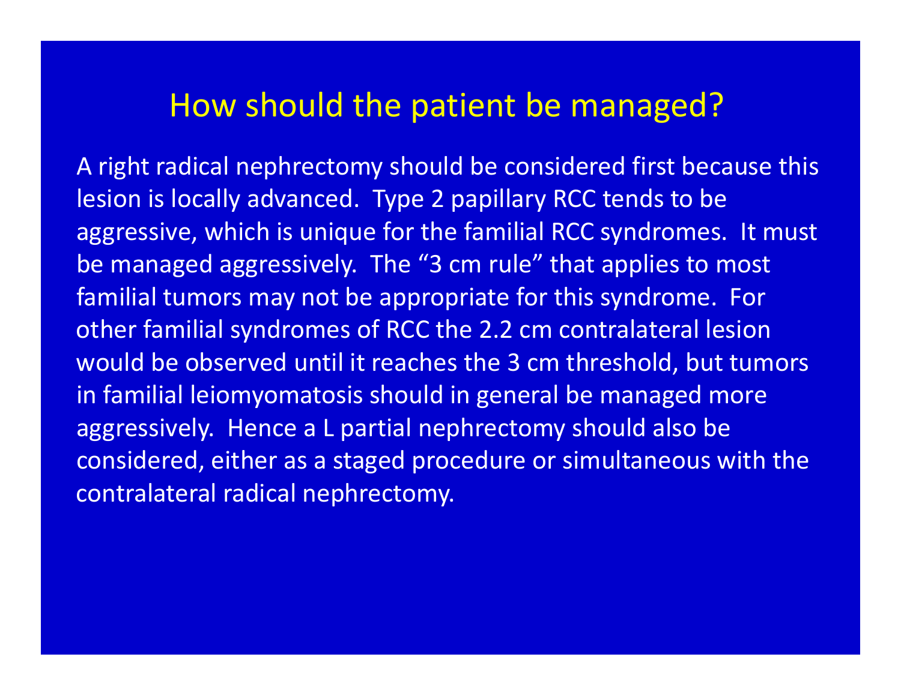# How should the patient be managed?

A right radical nephrectomy should be considered first because this lesion is locally advanced. Type 2 papillary RCC tends to be aggressive, which is unique for the familial RCC syndromes. It must be managed aggressively. The “3 cm rule” that applies to most familial tumors may not be appropriate for this syndrome. For other familial syndromes of RCC the 2.2 cm contralateral lesion would be observed until it reaches the 3 cm threshold, but tumors in familial leiomyomatosis should in general be managed more aggressively. Hence a L partial nephrectomy should also be considered, either as a staged procedure or simultaneous with the contralateral radical nephrectomy.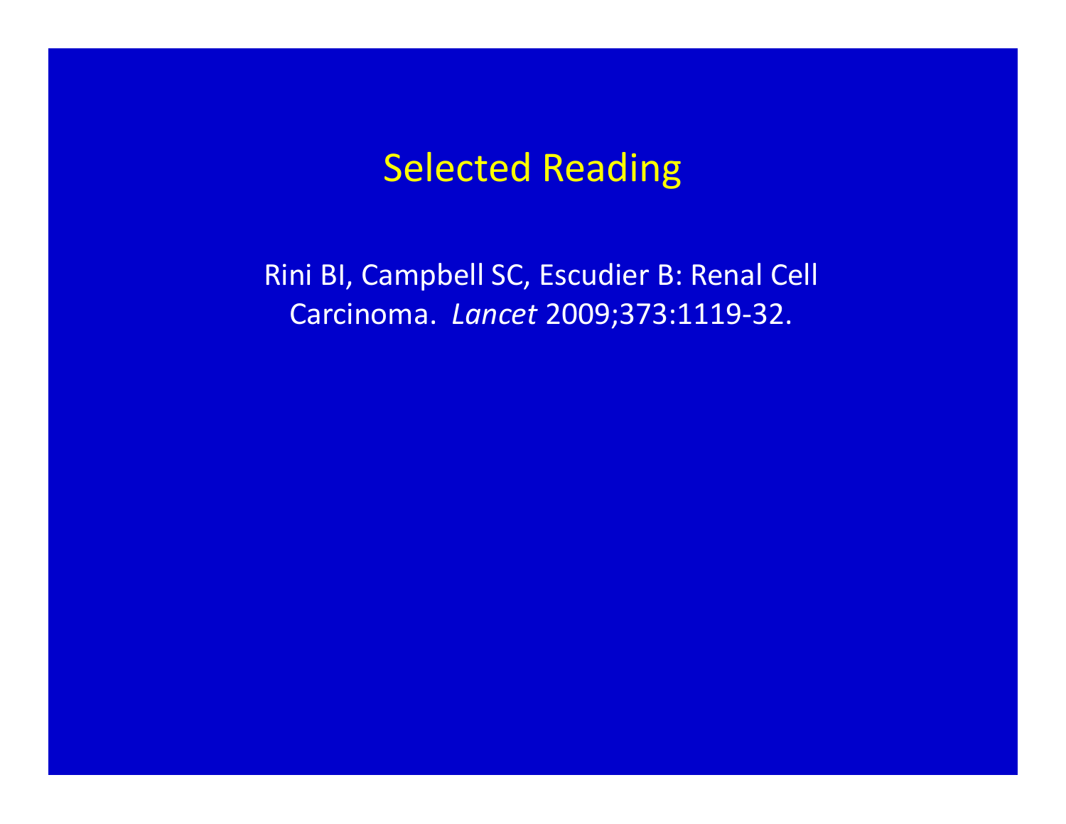# Selected Reading

Rini BI, Campbell SC, Escudier B: Renal Cell Carcinoma. *Lancet* 2009;373:1119-32.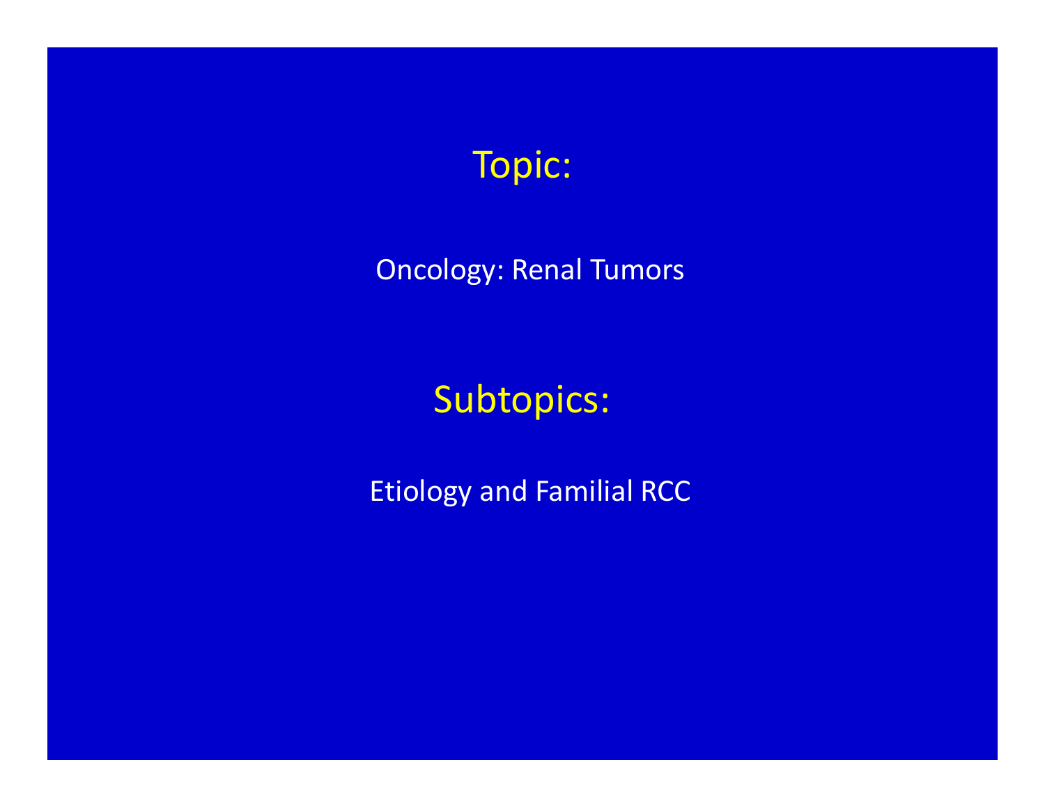## Topic:

Oncology: Renal Tumors

## Subtopics:

Etiology and Familial RCC